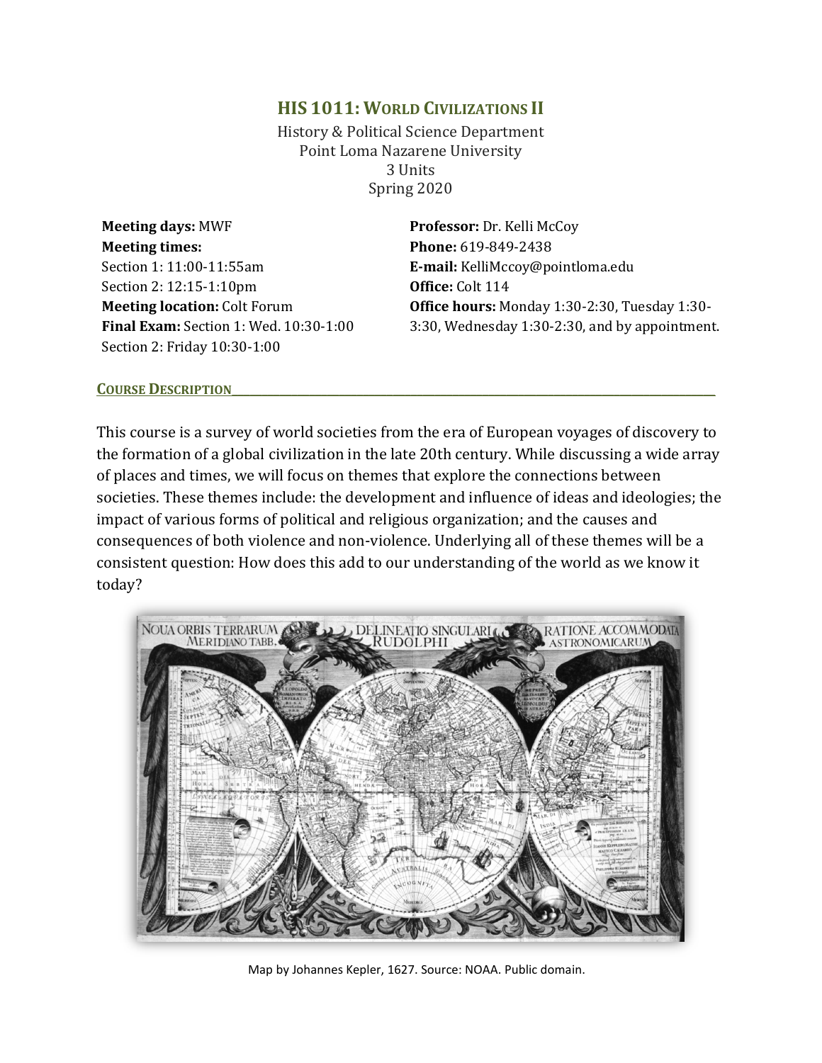# HIS 1011: World Civilizations II

History & Political Science Department
Point Loma Nazarene University
3 Units
Spring 2020

**Meeting days:** MWF
**Meeting times:**
Section 1: 11:00-11:55am
Section 2: 12:15-1:10pm
**Meeting location:** Colt Forum
**Final Exam:** Section 1: Wed. 10:30-1:00
Section 2: Friday 10:30-1:00

**Professor:** Dr. Kelli McCoy
**Phone:** 619-849-2438
**E-mail:** KelliMccoy@pointloma.edu
**Office:** Colt 114
**Office hours:** Monday 1:30-2:30, Tuesday 1:30-3:30, Wednesday 1:30-2:30, and by appointment.

## Course Description

This course is a survey of world societies from the era of European voyages of discovery to the formation of a global civilization in the late 20th century. While discussing a wide array of places and times, we will focus on themes that explore the connections between societies. These themes include: the development and influence of ideas and ideologies; the impact of various forms of political and religious organization; and the causes and consequences of both violence and non-violence. Underlying all of these themes will be a consistent question: How does this add to our understanding of the world as we know it today?

Map by Johannes Kepler, 1627. Source: NOAA. Public domain.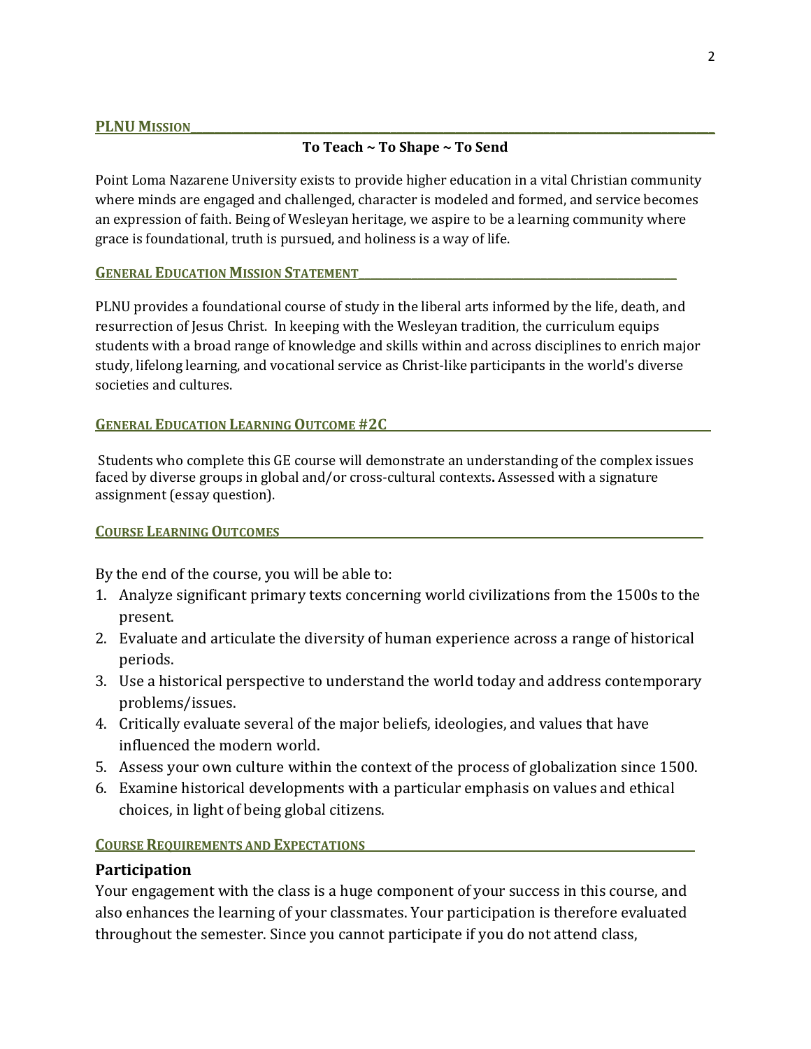## PLNU Mission

**To Teach ~ To Shape ~ To Send**

Point Loma Nazarene University exists to provide higher education in a vital Christian community where minds are engaged and challenged, character is modeled and formed, and service becomes an expression of faith. Being of Wesleyan heritage, we aspire to be a learning community where grace is foundational, truth is pursued, and holiness is a way of life.

## General Education Mission Statement

PLNU provides a foundational course of study in the liberal arts informed by the life, death, and resurrection of Jesus Christ. In keeping with the Wesleyan tradition, the curriculum equips students with a broad range of knowledge and skills within and across disciplines to enrich major study, lifelong learning, and vocational service as Christ-like participants in the world's diverse societies and cultures.

## General Education Learning Outcome #2C

Students who complete this GE course will demonstrate an understanding of the complex issues faced by diverse groups in global and/or cross-cultural contexts**.** Assessed with a signature assignment (essay question).

## Course Learning Outcomes

By the end of the course, you will be able to:

1. Analyze significant primary texts concerning world civilizations from the 1500s to the present.
2. Evaluate and articulate the diversity of human experience across a range of historical periods.
3. Use a historical perspective to understand the world today and address contemporary problems/issues.
4. Critically evaluate several of the major beliefs, ideologies, and values that have influenced the modern world.
5. Assess your own culture within the context of the process of globalization since 1500.
6. Examine historical developments with a particular emphasis on values and ethical choices, in light of being global citizens.

## Course Requirements and Expectations

### Participation

Your engagement with the class is a huge component of your success in this course, and also enhances the learning of your classmates. Your participation is therefore evaluated throughout the semester. Since you cannot participate if you do not attend class,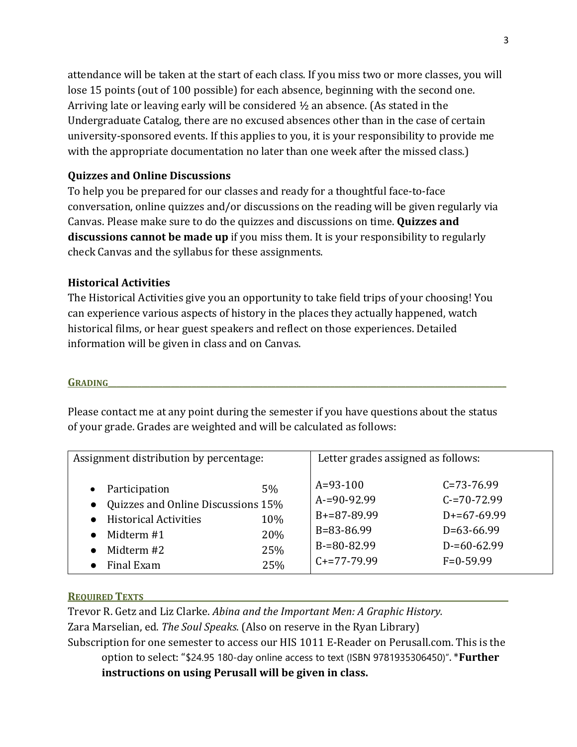attendance will be taken at the start of each class. If you miss two or more classes, you will lose 15 points (out of 100 possible) for each absence, beginning with the second one. Arriving late or leaving early will be considered ½ an absence. (As stated in the Undergraduate Catalog, there are no excused absences other than in the case of certain university-sponsored events. If this applies to you, it is your responsibility to provide me with the appropriate documentation no later than one week after the missed class.)

**Quizzes and Online Discussions**

To help you be prepared for our classes and ready for a thoughtful face-to-face conversation, online quizzes and/or discussions on the reading will be given regularly via Canvas. Please make sure to do the quizzes and discussions on time. **Quizzes and discussions cannot be made up** if you miss them. It is your responsibility to regularly check Canvas and the syllabus for these assignments.

**Historical Activities**

The Historical Activities give you an opportunity to take field trips of your choosing! You can experience various aspects of history in the places they actually happened, watch historical films, or hear guest speakers and reflect on those experiences. Detailed information will be given in class and on Canvas.

## GRADING

Please contact me at any point during the semester if you have questions about the status of your grade. Grades are weighted and will be calculated as follows:

| Assignment distribution by percentage: | | Letter grades assigned as follows: | |
|---|---|---|---|
| Participation | 5% | A=93-100 | C=73-76.99 |
| Quizzes and Online Discussions | 15% | A-=90-92.99 | C-=70-72.99 |
| Historical Activities | 10% | B+=87-89.99 | D+=67-69.99 |
| Midterm #1 | 20% | B=83-86.99 | D=63-66.99 |
| Midterm #2 | 25% | B-=80-82.99 | D-=60-62.99 |
| Final Exam | 25% | C+=77-79.99 | F=0-59.99 |

## REQUIRED TEXTS

Trevor R. Getz and Liz Clarke. *Abina and the Important Men: A Graphic History.*

Zara Marselian, ed. *The Soul Speaks.* (Also on reserve in the Ryan Library)

Subscription for one semester to access our HIS 1011 E-Reader on Perusall.com. This is the option to select: "$24.95 180-day online access to text (ISBN 9781935306450)". ***Further instructions on using Perusall will be given in class.**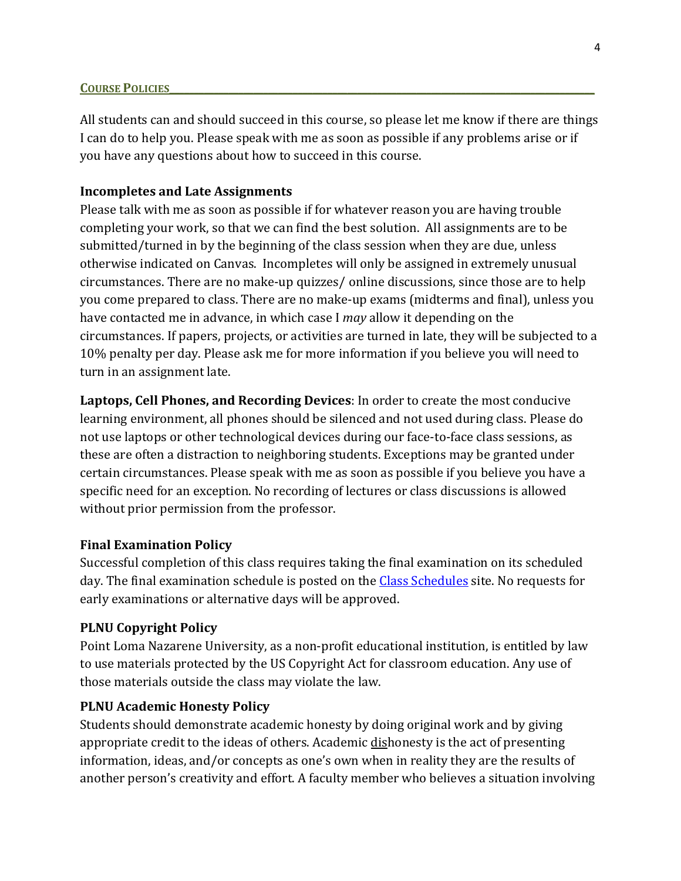## COURSE POLICIES

All students can and should succeed in this course, so please let me know if there are things I can do to help you. Please speak with me as soon as possible if any problems arise or if you have any questions about how to succeed in this course.

### Incompletes and Late Assignments

Please talk with me as soon as possible if for whatever reason you are having trouble completing your work, so that we can find the best solution. All assignments are to be submitted/turned in by the beginning of the class session when they are due, unless otherwise indicated on Canvas. Incompletes will only be assigned in extremely unusual circumstances. There are no make-up quizzes/ online discussions, since those are to help you come prepared to class. There are no make-up exams (midterms and final), unless you have contacted me in advance, in which case I *may* allow it depending on the circumstances. If papers, projects, or activities are turned in late, they will be subjected to a 10% penalty per day. Please ask me for more information if you believe you will need to turn in an assignment late.

**Laptops, Cell Phones, and Recording Devices**: In order to create the most conducive learning environment, all phones should be silenced and not used during class. Please do not use laptops or other technological devices during our face-to-face class sessions, as these are often a distraction to neighboring students. Exceptions may be granted under certain circumstances. Please speak with me as soon as possible if you believe you have a specific need for an exception. No recording of lectures or class discussions is allowed without prior permission from the professor.

### Final Examination Policy

Successful completion of this class requires taking the final examination on its scheduled day. The final examination schedule is posted on the Class Schedules site. No requests for early examinations or alternative days will be approved.

### PLNU Copyright Policy

Point Loma Nazarene University, as a non-profit educational institution, is entitled by law to use materials protected by the US Copyright Act for classroom education. Any use of those materials outside the class may violate the law.

### PLNU Academic Honesty Policy

Students should demonstrate academic honesty by doing original work and by giving appropriate credit to the ideas of others. Academic dishonesty is the act of presenting information, ideas, and/or concepts as one's own when in reality they are the results of another person's creativity and effort. A faculty member who believes a situation involving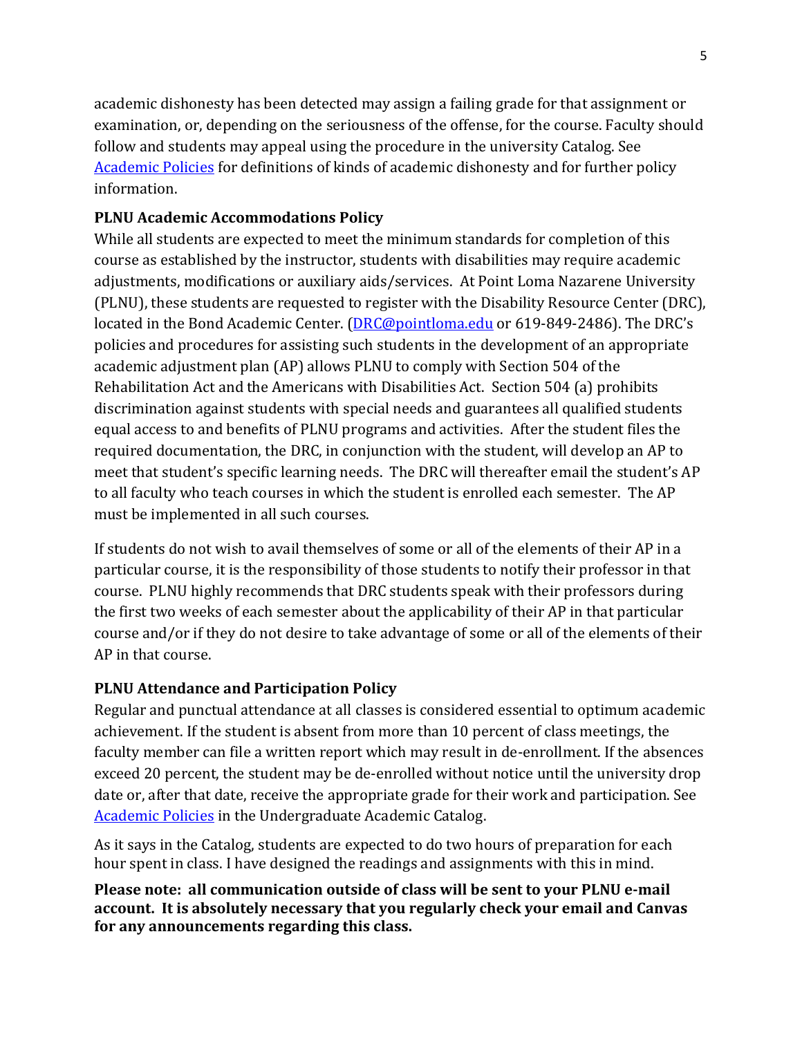academic dishonesty has been detected may assign a failing grade for that assignment or examination, or, depending on the seriousness of the offense, for the course. Faculty should follow and students may appeal using the procedure in the university Catalog. See [Academic Policies](#) for definitions of kinds of academic dishonesty and for further policy information.

### PLNU Academic Accommodations Policy

While all students are expected to meet the minimum standards for completion of this course as established by the instructor, students with disabilities may require academic adjustments, modifications or auxiliary aids/services. At Point Loma Nazarene University (PLNU), these students are requested to register with the Disability Resource Center (DRC), located in the Bond Academic Center. (DRC@pointloma.edu or 619-849-2486). The DRC's policies and procedures for assisting such students in the development of an appropriate academic adjustment plan (AP) allows PLNU to comply with Section 504 of the Rehabilitation Act and the Americans with Disabilities Act. Section 504 (a) prohibits discrimination against students with special needs and guarantees all qualified students equal access to and benefits of PLNU programs and activities. After the student files the required documentation, the DRC, in conjunction with the student, will develop an AP to meet that student's specific learning needs. The DRC will thereafter email the student's AP to all faculty who teach courses in which the student is enrolled each semester. The AP must be implemented in all such courses.

If students do not wish to avail themselves of some or all of the elements of their AP in a particular course, it is the responsibility of those students to notify their professor in that course. PLNU highly recommends that DRC students speak with their professors during the first two weeks of each semester about the applicability of their AP in that particular course and/or if they do not desire to take advantage of some or all of the elements of their AP in that course.

### PLNU Attendance and Participation Policy

Regular and punctual attendance at all classes is considered essential to optimum academic achievement. If the student is absent from more than 10 percent of class meetings, the faculty member can file a written report which may result in de-enrollment. If the absences exceed 20 percent, the student may be de-enrolled without notice until the university drop date or, after that date, receive the appropriate grade for their work and participation. See [Academic Policies](#) in the Undergraduate Academic Catalog.

As it says in the Catalog, students are expected to do two hours of preparation for each hour spent in class. I have designed the readings and assignments with this in mind.

**Please note: all communication outside of class will be sent to your PLNU e-mail account. It is absolutely necessary that you regularly check your email and Canvas for any announcements regarding this class.**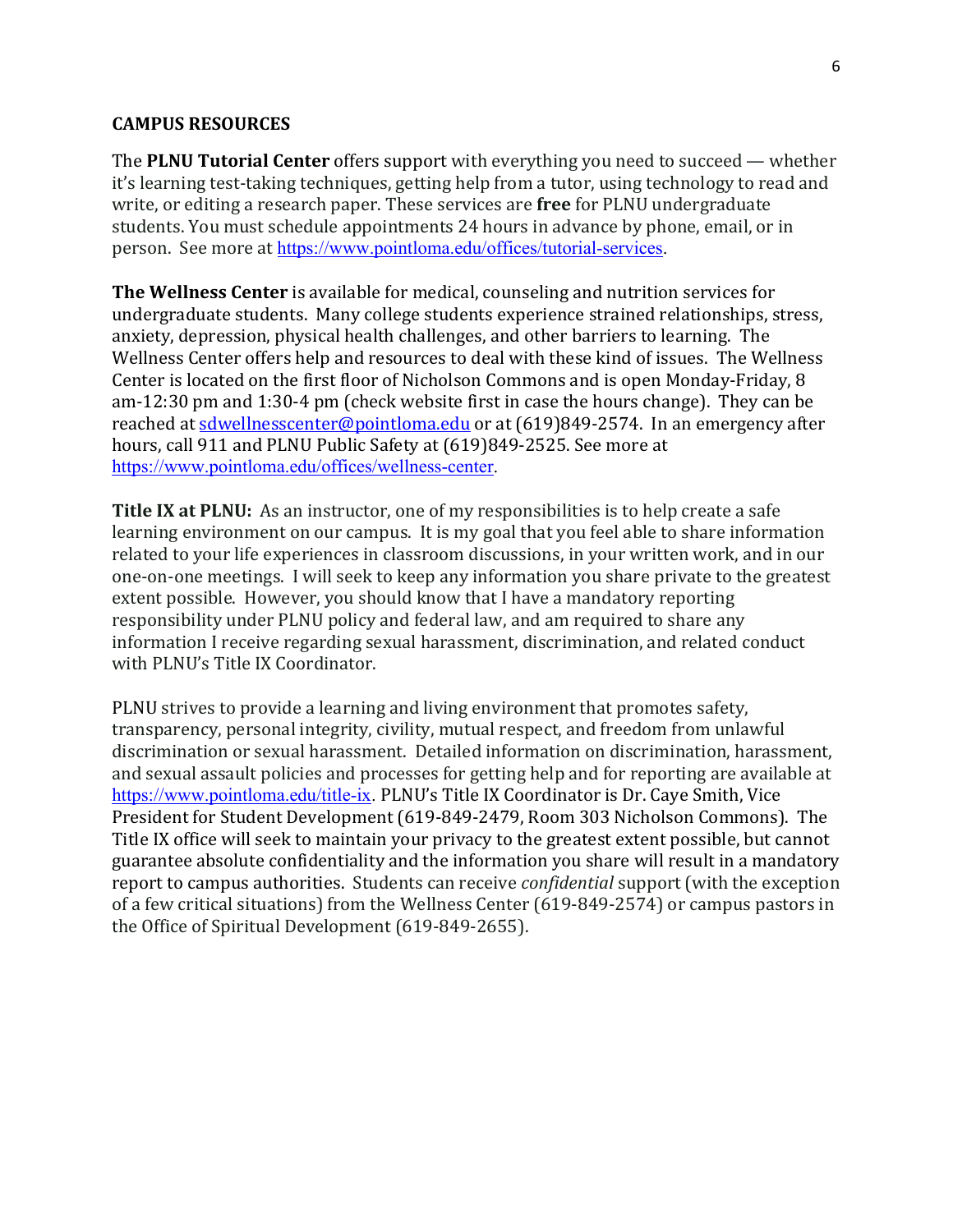**CAMPUS RESOURCES**

The **PLNU Tutorial Center** offers support with everything you need to succeed — whether it's learning test-taking techniques, getting help from a tutor, using technology to read and write, or editing a research paper. These services are **free** for PLNU undergraduate students. You must schedule appointments 24 hours in advance by phone, email, or in person. See more at https://www.pointloma.edu/offices/tutorial-services.

**The Wellness Center** is available for medical, counseling and nutrition services for undergraduate students. Many college students experience strained relationships, stress, anxiety, depression, physical health challenges, and other barriers to learning. The Wellness Center offers help and resources to deal with these kind of issues. The Wellness Center is located on the first floor of Nicholson Commons and is open Monday-Friday, 8 am-12:30 pm and 1:30-4 pm (check website first in case the hours change). They can be reached at sdwellnesscenter@pointloma.edu or at (619)849-2574. In an emergency after hours, call 911 and PLNU Public Safety at (619)849-2525. See more at https://www.pointloma.edu/offices/wellness-center.

**Title IX at PLNU:** As an instructor, one of my responsibilities is to help create a safe learning environment on our campus. It is my goal that you feel able to share information related to your life experiences in classroom discussions, in your written work, and in our one-on-one meetings. I will seek to keep any information you share private to the greatest extent possible. However, you should know that I have a mandatory reporting responsibility under PLNU policy and federal law, and am required to share any information I receive regarding sexual harassment, discrimination, and related conduct with PLNU's Title IX Coordinator.

PLNU strives to provide a learning and living environment that promotes safety, transparency, personal integrity, civility, mutual respect, and freedom from unlawful discrimination or sexual harassment. Detailed information on discrimination, harassment, and sexual assault policies and processes for getting help and for reporting are available at https://www.pointloma.edu/title-ix. PLNU's Title IX Coordinator is Dr. Caye Smith, Vice President for Student Development (619-849-2479, Room 303 Nicholson Commons). The Title IX office will seek to maintain your privacy to the greatest extent possible, but cannot guarantee absolute confidentiality and the information you share will result in a mandatory report to campus authorities. Students can receive *confidential* support (with the exception of a few critical situations) from the Wellness Center (619-849-2574) or campus pastors in the Office of Spiritual Development (619-849-2655).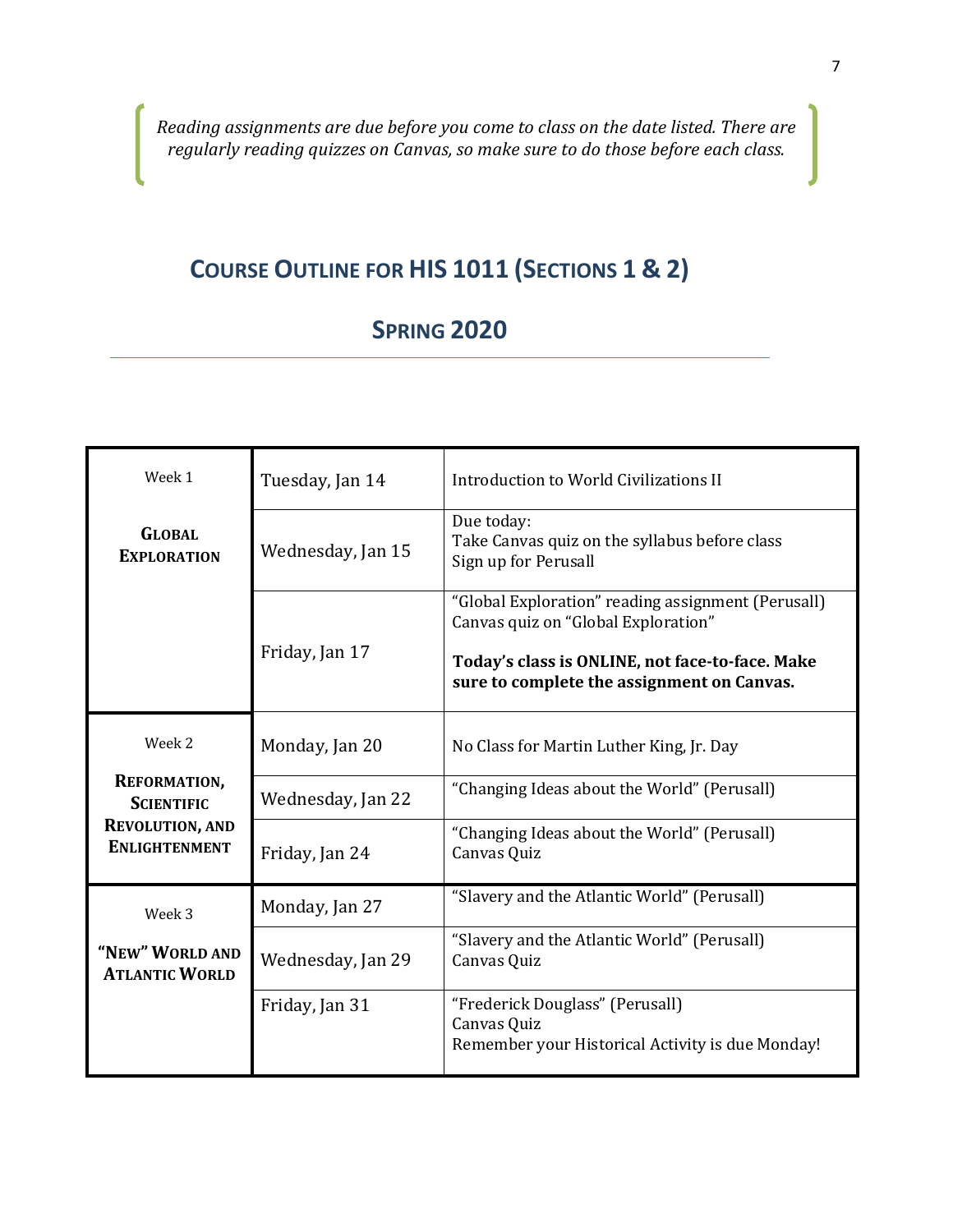*Reading assignments are due before you come to class on the date listed. There are regularly reading quizzes on Canvas, so make sure to do those before each class.*

## COURSE OUTLINE FOR HIS 1011 (SECTIONS 1 & 2)

## SPRING 2020

| | | |
|---|---|---|
| Week 1<br><br>**GLOBAL EXPLORATION** | Tuesday, Jan 14 | Introduction to World Civilizations II |
| | Wednesday, Jan 15 | Due today:<br>Take Canvas quiz on the syllabus before class<br>Sign up for Perusall |
| | Friday, Jan 17 | "Global Exploration" reading assignment (Perusall)<br>Canvas quiz on "Global Exploration"<br><br>**Today's class is ONLINE, not face-to-face. Make sure to complete the assignment on Canvas.** |
| Week 2<br><br>**REFORMATION, SCIENTIFIC REVOLUTION, AND ENLIGHTENMENT** | Monday, Jan 20 | No Class for Martin Luther King, Jr. Day |
| | Wednesday, Jan 22 | "Changing Ideas about the World" (Perusall) |
| | Friday, Jan 24 | "Changing Ideas about the World" (Perusall)<br>Canvas Quiz |
| Week 3<br><br>**"NEW" WORLD AND ATLANTIC WORLD** | Monday, Jan 27 | "Slavery and the Atlantic World" (Perusall) |
| | Wednesday, Jan 29 | "Slavery and the Atlantic World" (Perusall)<br>Canvas Quiz |
| | Friday, Jan 31 | "Frederick Douglass" (Perusall)<br>Canvas Quiz<br>Remember your Historical Activity is due Monday! |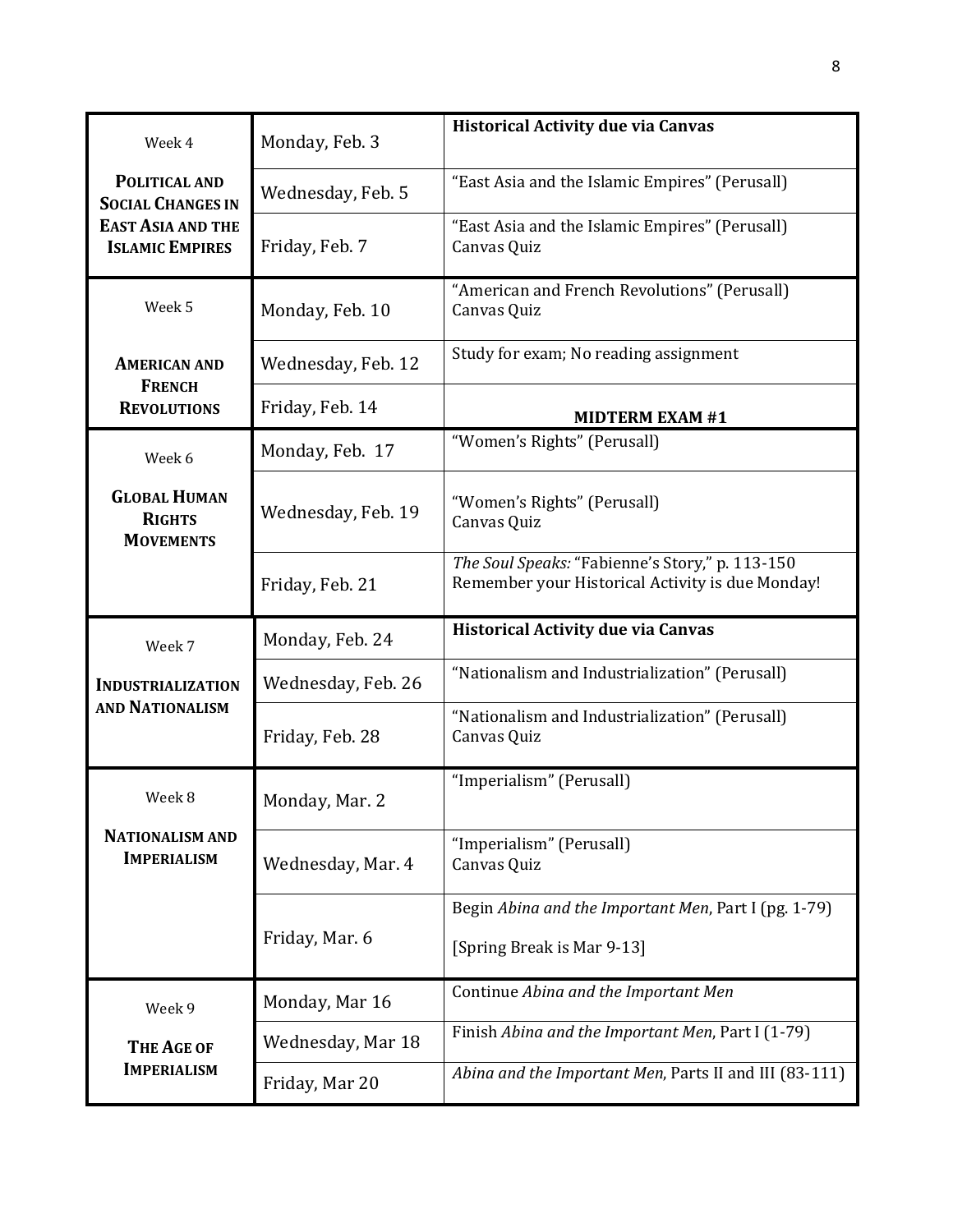| Week | Date | Assignment |
|---|---|---|
| Week 4 **POLITICAL AND SOCIAL CHANGES IN EAST ASIA AND THE ISLAMIC EMPIRES** | Monday, Feb. 3 | **Historical Activity due via Canvas** |
| | Wednesday, Feb. 5 | "East Asia and the Islamic Empires" (Perusall) |
| | Friday, Feb. 7 | "East Asia and the Islamic Empires" (Perusall)<br>Canvas Quiz |
| Week 5 **AMERICAN AND FRENCH REVOLUTIONS** | Monday, Feb. 10 | "American and French Revolutions" (Perusall)<br>Canvas Quiz |
| | Wednesday, Feb. 12 | Study for exam; No reading assignment |
| | Friday, Feb. 14 | **MIDTERM EXAM #1** |
| Week 6 **GLOBAL HUMAN RIGHTS MOVEMENTS** | Monday, Feb. 17 | "Women's Rights" (Perusall) |
| | Wednesday, Feb. 19 | "Women's Rights" (Perusall)<br>Canvas Quiz |
| | Friday, Feb. 21 | *The Soul Speaks:* "Fabienne's Story," p. 113-150<br>Remember your Historical Activity is due Monday! |
| Week 7 **INDUSTRIALIZATION AND NATIONALISM** | Monday, Feb. 24 | **Historical Activity due via Canvas** |
| | Wednesday, Feb. 26 | "Nationalism and Industrialization" (Perusall) |
| | Friday, Feb. 28 | "Nationalism and Industrialization" (Perusall)<br>Canvas Quiz |
| Week 8 **NATIONALISM AND IMPERIALISM** | Monday, Mar. 2 | "Imperialism" (Perusall) |
| | Wednesday, Mar. 4 | "Imperialism" (Perusall)<br>Canvas Quiz |
| | Friday, Mar. 6 | Begin *Abina and the Important Men*, Part I (pg. 1-79)<br>[Spring Break is Mar 9-13] |
| Week 9 **THE AGE OF IMPERIALISM** | Monday, Mar 16 | Continue *Abina and the Important Men* |
| | Wednesday, Mar 18 | Finish *Abina and the Important Men*, Part I (1-79) |
| | Friday, Mar 20 | *Abina and the Important Men*, Parts II and III (83-111) |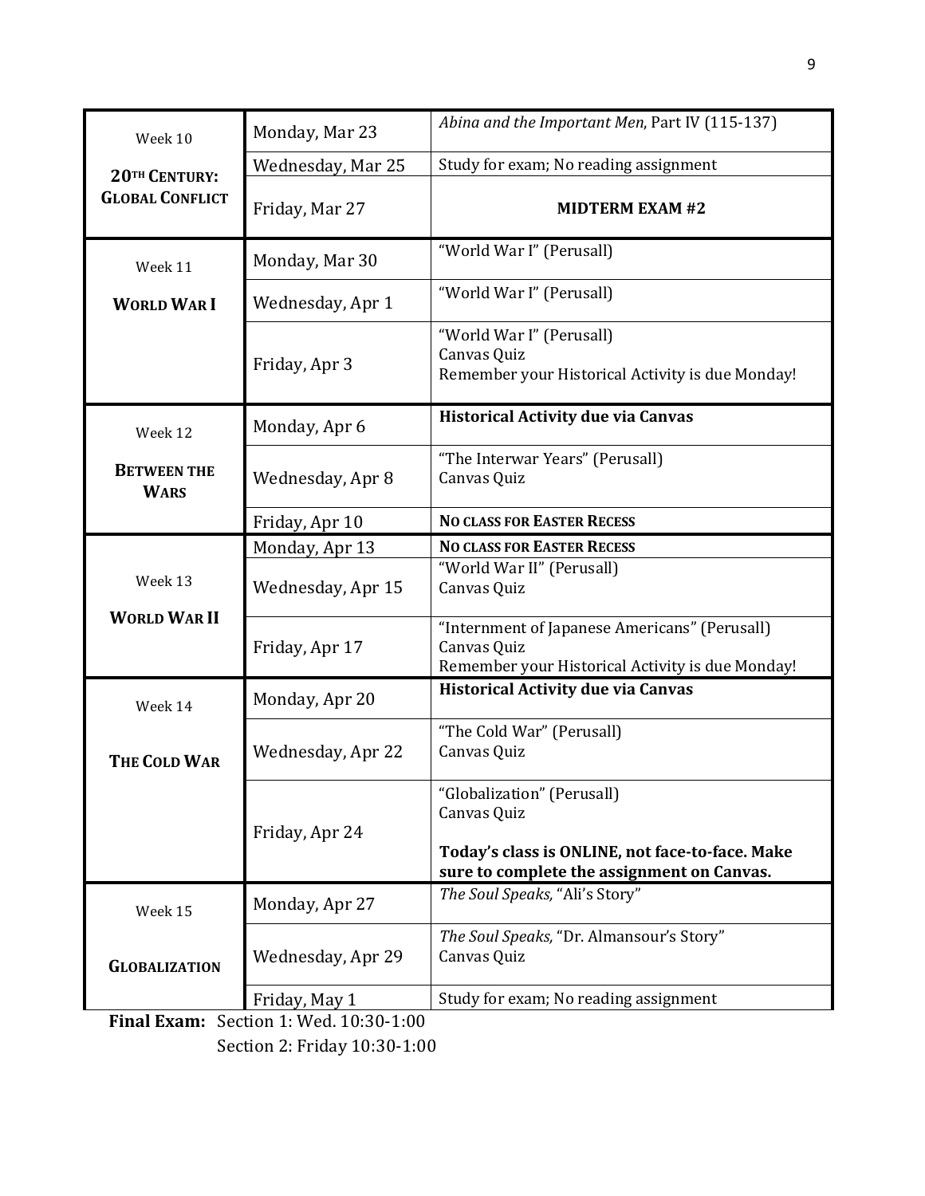| | | |
|---|---|---|
| Week 10<br><br>**20TH CENTURY: GLOBAL CONFLICT** | Monday, Mar 23 | *Abina and the Important Men*, Part IV (115-137) |
| | Wednesday, Mar 25 | Study for exam; No reading assignment |
| | Friday, Mar 27 | **MIDTERM EXAM #2** |
| Week 11<br><br>**WORLD WAR I** | Monday, Mar 30 | "World War I" (Perusall) |
| | Wednesday, Apr 1 | "World War I" (Perusall) |
| | Friday, Apr 3 | "World War I" (Perusall)<br>Canvas Quiz<br>Remember your Historical Activity is due Monday! |
| Week 12<br><br>**BETWEEN THE WARS** | Monday, Apr 6 | **Historical Activity due via Canvas** |
| | Wednesday, Apr 8 | "The Interwar Years" (Perusall)<br>Canvas Quiz |
| | Friday, Apr 10 | **NO CLASS FOR EASTER RECESS** |
| Week 13<br><br>**WORLD WAR II** | Monday, Apr 13 | **NO CLASS FOR EASTER RECESS** |
| | Wednesday, Apr 15 | "World War II" (Perusall)<br>Canvas Quiz |
| | Friday, Apr 17 | "Internment of Japanese Americans" (Perusall)<br>Canvas Quiz<br>Remember your Historical Activity is due Monday! |
| Week 14<br><br>**THE COLD WAR** | Monday, Apr 20 | **Historical Activity due via Canvas** |
| | Wednesday, Apr 22 | "The Cold War" (Perusall)<br>Canvas Quiz |
| | Friday, Apr 24 | "Globalization" (Perusall)<br>Canvas Quiz<br><br>**Today's class is ONLINE, not face-to-face. Make sure to complete the assignment on Canvas.** |
| Week 15<br><br>**GLOBALIZATION** | Monday, Apr 27 | *The Soul Speaks,* "Ali's Story" |
| | Wednesday, Apr 29 | *The Soul Speaks,* "Dr. Almansour's Story"<br>Canvas Quiz |
| | Friday, May 1 | Study for exam; No reading assignment |

**Final Exam:** Section 1: Wed. 10:30-1:00
Section 2: Friday 10:30-1:00